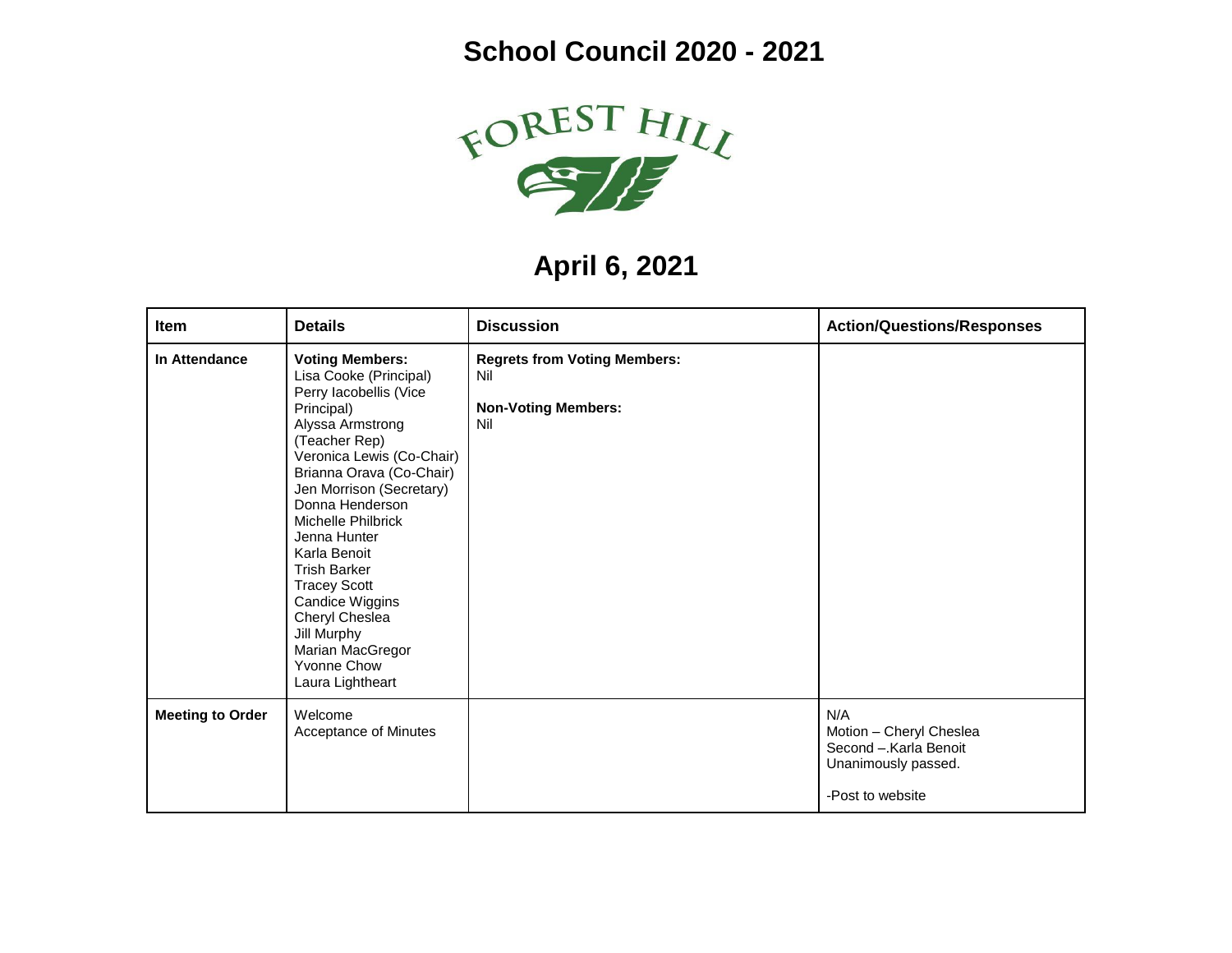# School Council 2020 - 2021

FOREST HILL

## April 6, 2021

| Item | Details | Discussion | Action/Questions/Responses |
| --- | --- | --- | --- |
| **In Attendance** | **Voting Members:**<br>Lisa Cooke (Principal)<br>Perry Iacobellis (Vice Principal)<br>Alyssa Armstrong (Teacher Rep)<br>Veronica Lewis (Co-Chair)<br>Brianna Orava (Co-Chair)<br>Jen Morrison (Secretary)<br>Donna Henderson<br>Michelle Philbrick<br>Jenna Hunter<br>Karla Benoit<br>Trish Barker<br>Tracey Scott<br>Candice Wiggins<br>Cheryl Cheslea<br>Jill Murphy<br>Marian MacGregor<br>Yvonne Chow<br>Laura Lightheart | **Regrets from Voting Members:**<br>Nil<br><br>**Non-Voting Members:**<br>Nil | |
| **Meeting to Order** | Welcome<br>Acceptance of Minutes | | N/A<br>Motion – Cheryl Cheslea<br>Second –.Karla Benoit<br>Unanimously passed.<br><br>-Post to website |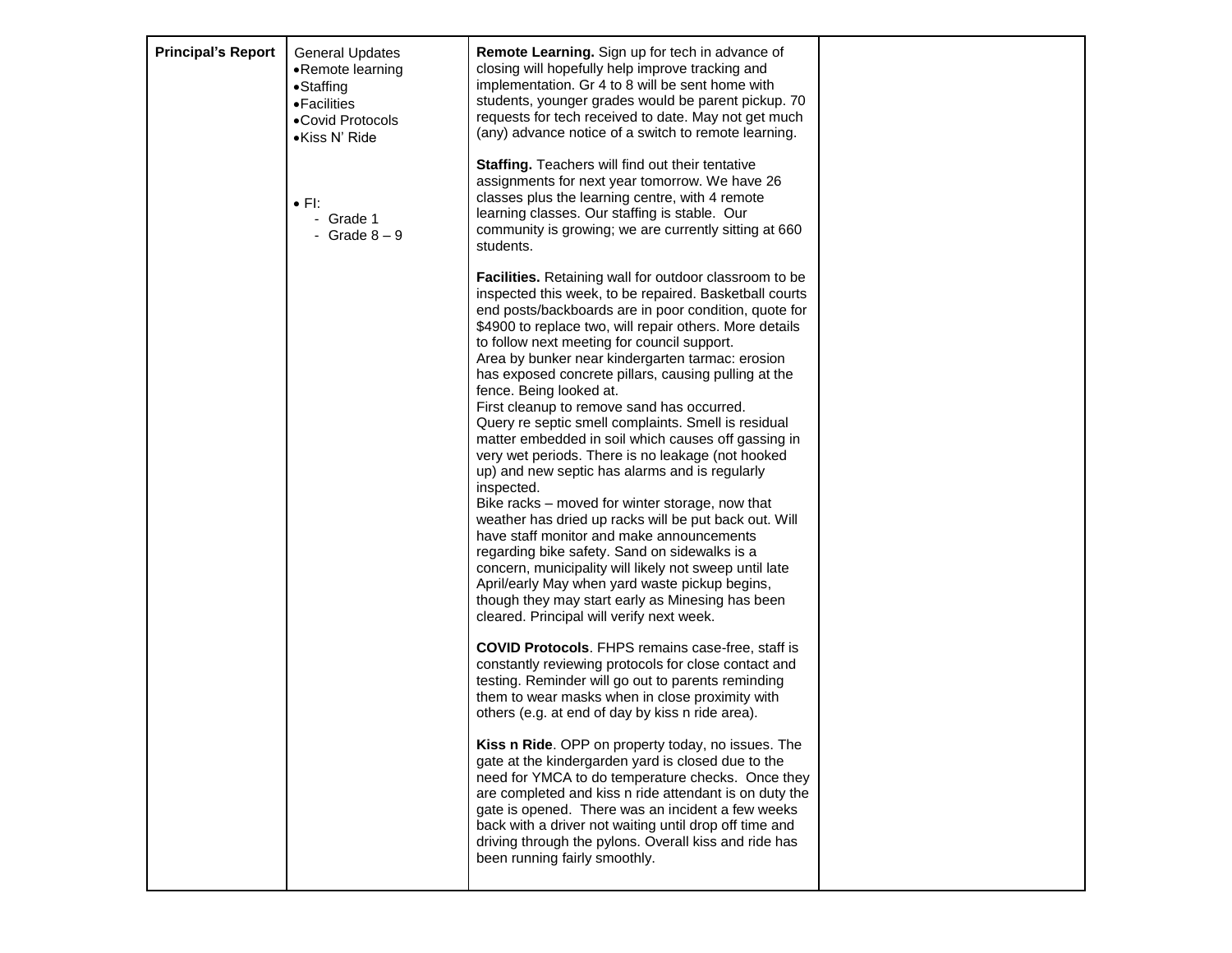| Principal's Report | General Updates<br>• Remote learning<br>• Staffing<br>• Facilities<br>• Covid Protocols<br>• Kiss N' Ride<br><br>• FI:<br>- Grade 1<br>- Grade 8 – 9 | **Remote Learning.** Sign up for tech in advance of closing will hopefully help improve tracking and implementation. Gr 4 to 8 will be sent home with students, younger grades would be parent pickup. 70 requests for tech received to date. May not get much (any) advance notice of a switch to remote learning.<br><br>**Staffing.** Teachers will find out their tentative assignments for next year tomorrow. We have 26 classes plus the learning centre, with 4 remote learning classes. Our staffing is stable. Our community is growing; we are currently sitting at 660 students.<br><br>**Facilities.** Retaining wall for outdoor classroom to be inspected this week, to be repaired. Basketball courts end posts/backboards are in poor condition, quote for $4900 to replace two, will repair others. More details to follow next meeting for council support.<br>Area by bunker near kindergarten tarmac: erosion has exposed concrete pillars, causing pulling at the fence. Being looked at.<br>First cleanup to remove sand has occurred.<br>Query re septic smell complaints. Smell is residual matter embedded in soil which causes off gassing in very wet periods. There is no leakage (not hooked up) and new septic has alarms and is regularly inspected.<br>Bike racks – moved for winter storage, now that weather has dried up racks will be put back out. Will have staff monitor and make announcements regarding bike safety. Sand on sidewalks is a concern, municipality will likely not sweep until late April/early May when yard waste pickup begins, though they may start early as Minesing has been cleared. Principal will verify next week.<br><br>**COVID Protocols**. FHPS remains case-free, staff is constantly reviewing protocols for close contact and testing. Reminder will go out to parents reminding them to wear masks when in close proximity with others (e.g. at end of day by kiss n ride area).<br><br>**Kiss n Ride**. OPP on property today, no issues. The gate at the kindergarden yard is closed due to the need for YMCA to do temperature checks. Once they are completed and kiss n ride attendant is on duty the gate is opened. There was an incident a few weeks back with a driver not waiting until drop off time and driving through the pylons. Overall kiss and ride has been running fairly smoothly. | |
|---|---|---|---|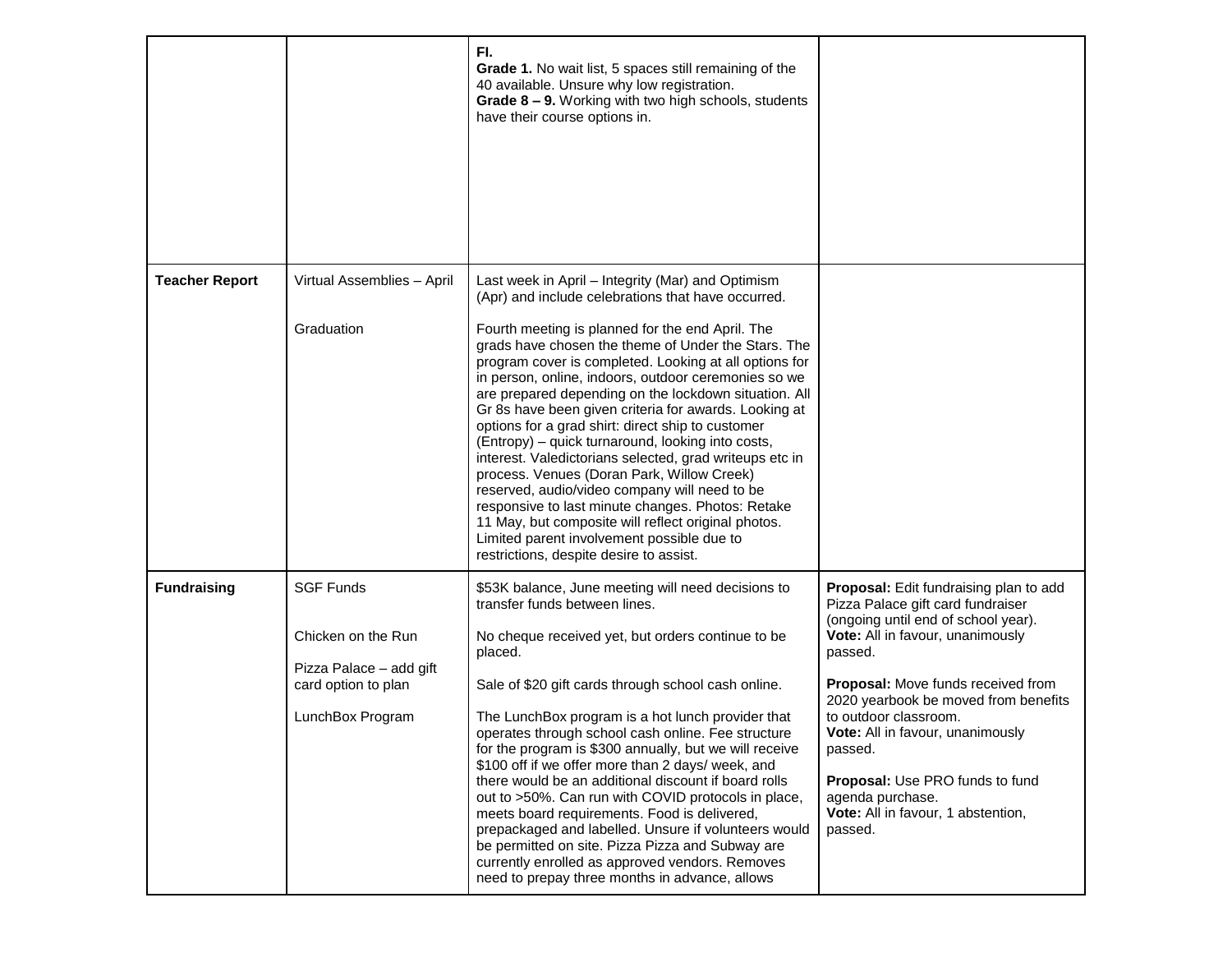| | | | |
|---|---|---|---|
| | | **FI.**<br>**Grade 1.** No wait list, 5 spaces still remaining of the 40 available. Unsure why low registration.<br>**Grade 8 – 9.** Working with two high schools, students have their course options in. | |
| **Teacher Report** | Virtual Assemblies – April<br><br>Graduation | Last week in April – Integrity (Mar) and Optimism (Apr) and include celebrations that have occurred.<br><br>Fourth meeting is planned for the end April. The grads have chosen the theme of Under the Stars. The program cover is completed. Looking at all options for in person, online, indoors, outdoor ceremonies so we are prepared depending on the lockdown situation. All Gr 8s have been given criteria for awards. Looking at options for a grad shirt: direct ship to customer (Entropy) – quick turnaround, looking into costs, interest. Valedictorians selected, grad writeups etc in process. Venues (Doran Park, Willow Creek) reserved, audio/video company will need to be responsive to last minute changes. Photos: Retake 11 May, but composite will reflect original photos. Limited parent involvement possible due to restrictions, despite desire to assist. | |
| **Fundraising** | SGF Funds<br><br>Chicken on the Run<br><br>Pizza Palace – add gift card option to plan<br><br>LunchBox Program | $53K balance, June meeting will need decisions to transfer funds between lines.<br><br>No cheque received yet, but orders continue to be placed.<br><br>Sale of $20 gift cards through school cash online.<br><br>The LunchBox program is a hot lunch provider that operates through school cash online. Fee structure for the program is $300 annually, but we will receive $100 off if we offer more than 2 days/ week, and there would be an additional discount if board rolls out to >50%. Can run with COVID protocols in place, meets board requirements. Food is delivered, prepackaged and labelled. Unsure if volunteers would be permitted on site. Pizza Pizza and Subway are currently enrolled as approved vendors. Removes need to prepay three months in advance, allows | **Proposal:** Edit fundraising plan to add Pizza Palace gift card fundraiser (ongoing until end of school year).<br>**Vote:** All in favour, unanimously passed.<br><br>**Proposal:** Move funds received from 2020 yearbook be moved from benefits to outdoor classroom.<br>**Vote:** All in favour, unanimously passed.<br><br>**Proposal:** Use PRO funds to fund agenda purchase.<br>**Vote:** All in favour, 1 abstention, passed. |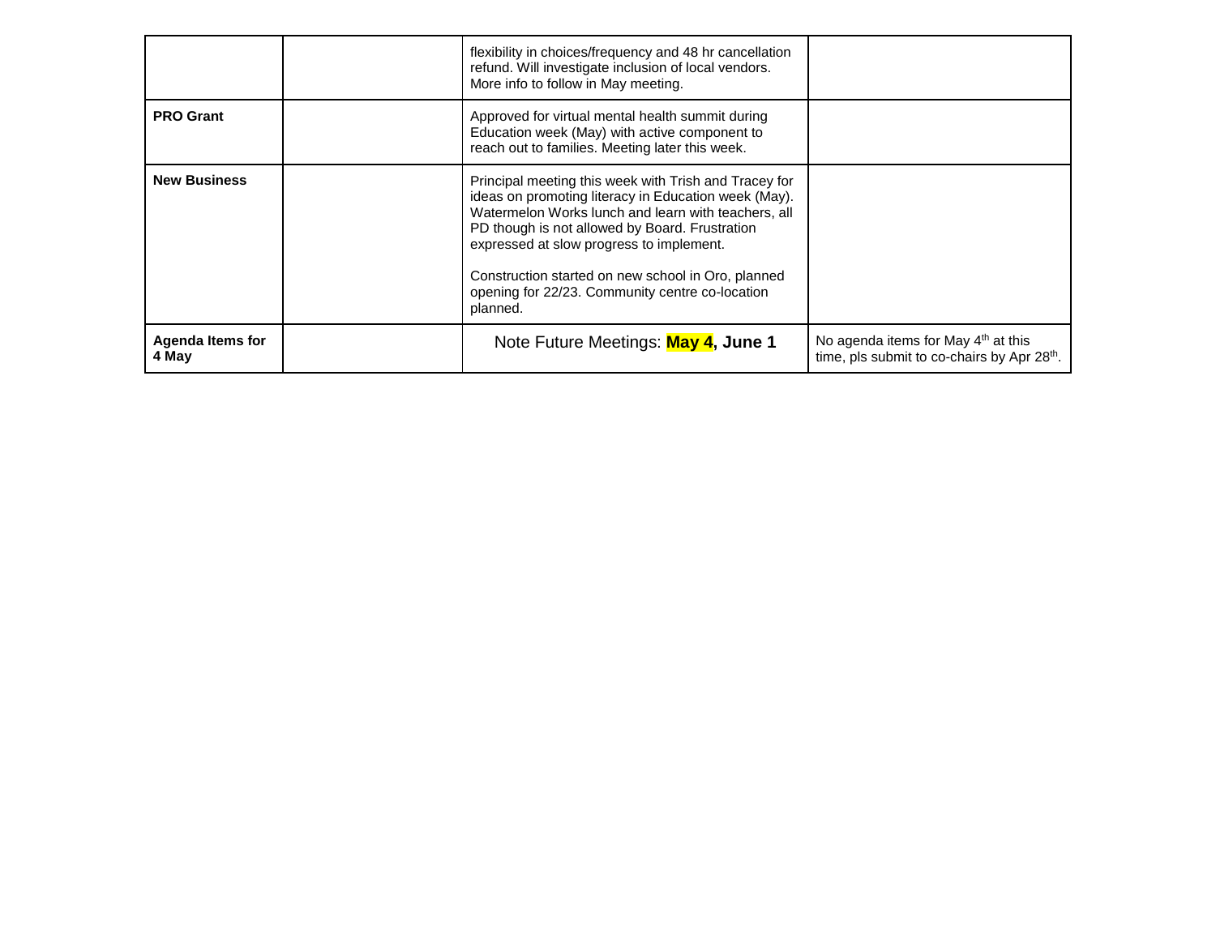| | | | |
|---|---|---|---|
| | | flexibility in choices/frequency and 48 hr cancellation refund. Will investigate inclusion of local vendors. More info to follow in May meeting. | |
| **PRO Grant** | | Approved for virtual mental health summit during Education week (May) with active component to reach out to families. Meeting later this week. | |
| **New Business** | | Principal meeting this week with Trish and Tracey for ideas on promoting literacy in Education week (May). Watermelon Works lunch and learn with teachers, all PD though is not allowed by Board. Frustration expressed at slow progress to implement.<br><br>Construction started on new school in Oro, planned opening for 22/23. Community centre co-location planned. | |
| **Agenda Items for 4 May** | | Note Future Meetings: **May 4, June 1** | No agenda items for May 4th at this time, pls submit to co-chairs by Apr 28th. |